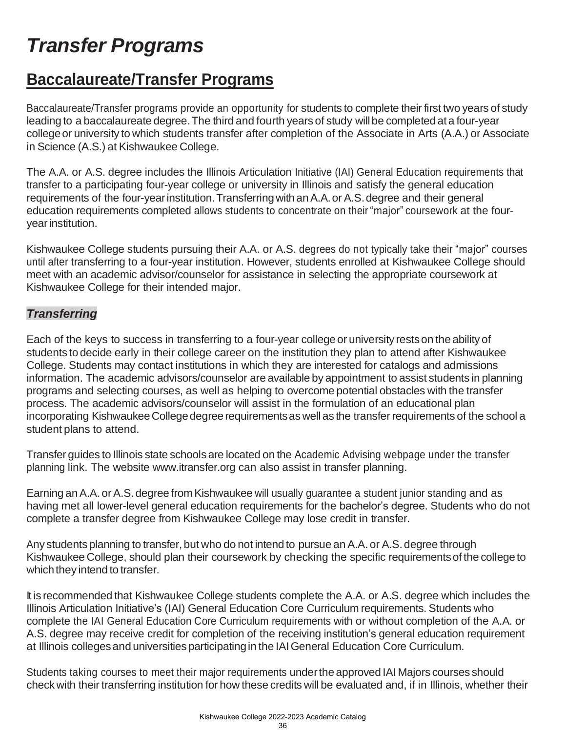# *Transfer Programs*

## Baccalaureate/Transfer Programs

Baccalaureate/Transfer programs provide an opportunity for students to complete their first two years of study leading to a baccalaureate degree. The third and fourth years of study will be completed at a four-year college or university to which students transfer after completion of the Associate in Arts (A.A.) or Associate in Science (A.S.) at Kishwaukee College.

The A.A. or A.S. degree includes the Illinois Articulation Initiative (IAI) General Education requirements that transfer to a participating four-year college or university in Illinois and satisfy the general education requirements of the four-year institution. Transferring with an A.A. or A.S. degree and their general education requirements completed allows students to concentrate on their "major" coursework at the four-year institution.

Kishwaukee College students pursuing their A.A. or A.S. degrees do not typically take their "major" courses until after transferring to a four-year institution. However, students enrolled at Kishwaukee College should meet with an academic advisor/counselor for assistance in selecting the appropriate coursework at Kishwaukee College for their intended major.

### *Transferring*

Each of the keys to success in transferring to a four-year college or university rests on the ability of students to decide early in their college career on the institution they plan to attend after Kishwaukee College. Students may contact institutions in which they are interested for catalogs and admissions information. The academic advisors/counselor are available by appointment to assist students in planning programs and selecting courses, as well as helping to overcome potential obstacles with the transfer process. The academic advisors/counselor will assist in the formulation of an educational plan incorporating Kishwaukee College degree requirements as well as the transfer requirements of the school a student plans to attend.

Transfer guides to Illinois state schools are located on the Academic Advising webpage under the transfer planning link. The website www.itransfer.org can also assist in transfer planning.

Earning an A.A. or A.S. degree from Kishwaukee will usually guarantee a student junior standing and as having met all lower-level general education requirements for the bachelor's degree. Students who do not complete a transfer degree from Kishwaukee College may lose credit in transfer.

Any students planning to transfer, but who do not intend to pursue an A.A. or A.S. degree through Kishwaukee College, should plan their coursework by checking the specific requirements of the college to which they intend to transfer.

It is recommended that Kishwaukee College students complete the A.A. or A.S. degree which includes the Illinois Articulation Initiative's (IAI) General Education Core Curriculum requirements. Students who complete the IAI General Education Core Curriculum requirements with or without completion of the A.A. or A.S. degree may receive credit for completion of the receiving institution's general education requirement at Illinois colleges and universities participating in the IAI General Education Core Curriculum.

Students taking courses to meet their major requirements under the approved IAI Majors courses should check with their transferring institution for how these credits will be evaluated and, if in Illinois, whether their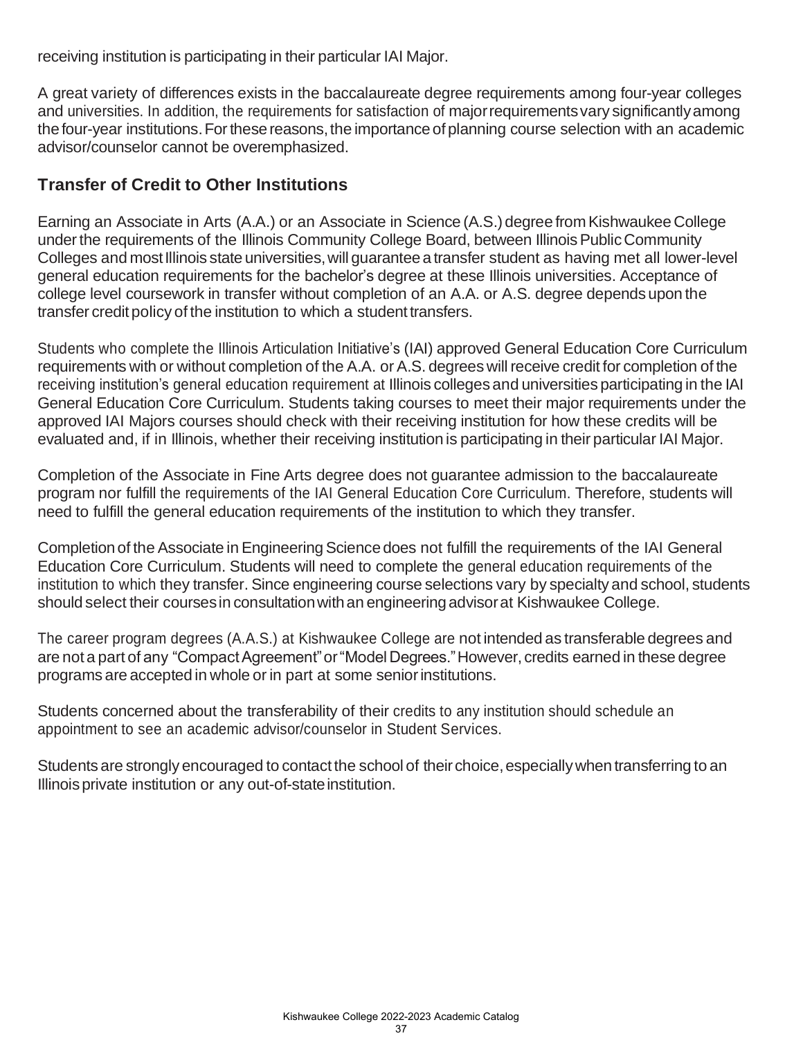receiving institution is participating in their particular IAI Major.

A great variety of differences exists in the baccalaureate degree requirements among four-year colleges and universities. In addition, the requirements for satisfaction of major requirements vary significantly among the four-year institutions. For these reasons, the importance of planning course selection with an academic advisor/counselor cannot be overemphasized.

## Transfer of Credit to Other Institutions

Earning an Associate in Arts (A.A.) or an Associate in Science (A.S.) degree from Kishwaukee College under the requirements of the Illinois Community College Board, between Illinois Public Community Colleges and most Illinois state universities, will guarantee a transfer student as having met all lower-level general education requirements for the bachelor's degree at these Illinois universities. Acceptance of college level coursework in transfer without completion of an A.A. or A.S. degree depends upon the transfer credit policy of the institution to which a student transfers.

Students who complete the Illinois Articulation Initiative's (IAI) approved General Education Core Curriculum requirements with or without completion of the A.A. or A.S. degrees will receive credit for completion of the receiving institution's general education requirement at Illinois colleges and universities participating in the IAI General Education Core Curriculum. Students taking courses to meet their major requirements under the approved IAI Majors courses should check with their receiving institution for how these credits will be evaluated and, if in Illinois, whether their receiving institution is participating in their particular IAI Major.

Completion of the Associate in Fine Arts degree does not guarantee admission to the baccalaureate program nor fulfill the requirements of the IAI General Education Core Curriculum. Therefore, students will need to fulfill the general education requirements of the institution to which they transfer.

Completion of the Associate in Engineering Science does not fulfill the requirements of the IAI General Education Core Curriculum. Students will need to complete the general education requirements of the institution to which they transfer. Since engineering course selections vary by specialty and school, students should select their courses in consultation with an engineering advisor at Kishwaukee College.

The career program degrees (A.A.S.) at Kishwaukee College are not intended as transferable degrees and are not a part of any "Compact Agreement" or "Model Degrees." However, credits earned in these degree programs are accepted in whole or in part at some senior institutions.

Students concerned about the transferability of their credits to any institution should schedule an appointment to see an academic advisor/counselor in Student Services.

Students are strongly encouraged to contact the school of their choice, especially when transferring to an Illinois private institution or any out-of-state institution.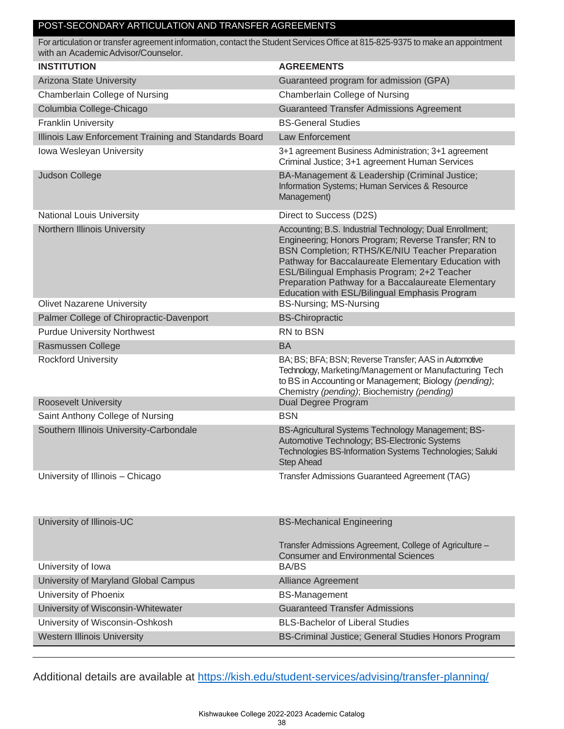## POST-SECONDARY ARTICULATION AND TRANSFER AGREEMENTS

For articulation or transfer agreement information, contact the Student Services Office at 815-825-9375 to make an appointment with an Academic Advisor/Counselor.

| INSTITUTION | AGREEMENTS |
|---|---|
| Arizona State University | Guaranteed program for admission (GPA) |
| Chamberlain College of Nursing | Chamberlain College of Nursing |
| Columbia College-Chicago | Guaranteed Transfer Admissions Agreement |
| Franklin University | BS-General Studies |
| Illinois Law Enforcement Training and Standards Board | Law Enforcement |
| Iowa Wesleyan University | 3+1 agreement Business Administration; 3+1 agreement Criminal Justice; 3+1 agreement Human Services |
| Judson College | BA-Management & Leadership (Criminal Justice; Information Systems; Human Services & Resource Management) |
| National Louis University | Direct to Success (D2S) |
| Northern Illinois University | Accounting; B.S. Industrial Technology; Dual Enrollment; Engineering; Honors Program; Reverse Transfer; RN to BSN Completion; RTHS/KE/NIU Teacher Preparation Pathway for Baccalaureate Elementary Education with ESL/Bilingual Emphasis Program; 2+2 Teacher Preparation Pathway for a Baccalaureate Elementary Education with ESL/Bilingual Emphasis Program |
| Olivet Nazarene University | BS-Nursing; MS-Nursing |
| Palmer College of Chiropractic-Davenport | BS-Chiropractic |
| Purdue University Northwest | RN to BSN |
| Rasmussen College | BA |
| Rockford University | BA; BS; BFA; BSN; Reverse Transfer; AAS in Automotive Technology, Marketing/Management or Manufacturing Tech to BS in Accounting or Management; Biology *(pending)*; Chemistry *(pending)*; Biochemistry *(pending)* |
| Roosevelt University | Dual Degree Program |
| Saint Anthony College of Nursing | BSN |
| Southern Illinois University-Carbondale | BS-Agricultural Systems Technology Management; BS-Automotive Technology; BS-Electronic Systems Technologies BS-Information Systems Technologies; Saluki Step Ahead |
| University of Illinois – Chicago | Transfer Admissions Guaranteed Agreement (TAG) |
| University of Illinois-UC | BS-Mechanical Engineering<br><br>Transfer Admissions Agreement, College of Agriculture – Consumer and Environmental Sciences |
| University of Iowa | BA/BS |
| University of Maryland Global Campus | Alliance Agreement |
| University of Phoenix | BS-Management |
| University of Wisconsin-Whitewater | Guaranteed Transfer Admissions |
| University of Wisconsin-Oshkosh | BLS-Bachelor of Liberal Studies |
| Western Illinois University | BS-Criminal Justice; General Studies Honors Program |

Additional details are available at [https://kish.edu/student-services/advising/transfer-planning/](https://kish.edu/student-services/advising/transfer-planning/)